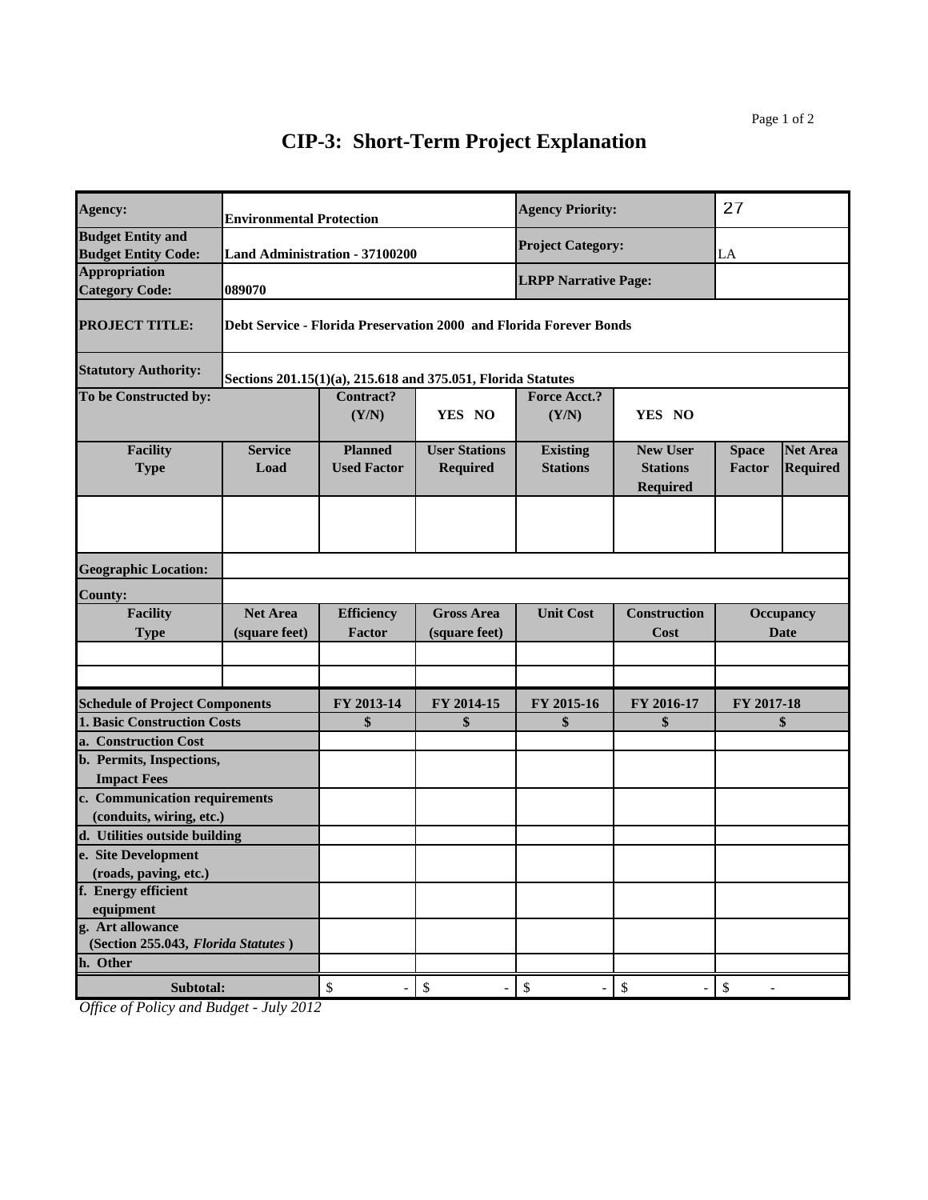# CIP-3: Short-Term Project Explanation

| **Agency:** | **Environmental Protection** | | | **Agency Priority:** | | 27 | |
|---|---|---|---|---|---|---|---|
| **Budget Entity and Budget Entity Code:** | **Land Administration - 37100200** | | | **Project Category:** | | LA | |
| **Appropriation Category Code:** | **089070** | | | **LRPP Narrative Page:** | | | |
| **PROJECT TITLE:** | **Debt Service - Florida Preservation 2000 and Florida Forever Bonds** | | | | | | |
| **Statutory Authority:** | **Sections 201.15(1)(a), 215.618 and 375.051, Florida Statutes** | | | | | | |
| **To be Constructed by:** | | **Contract? (Y/N)** | **YES NO** | **Force Acct.? (Y/N)** | **YES NO** | | |
| **Facility Type** | **Service Load** | **Planned Used Factor** | **User Stations Required** | **Existing Stations** | **New User Stations Required** | **Space Factor** | **Net Area Required** |
| | | | | | | | |
| **Geographic Location:** | | | | | | | |
| **County:** | | | | | | | |
| **Facility Type** | **Net Area (square feet)** | **Efficiency Factor** | **Gross Area (square feet)** | **Unit Cost** | **Construction Cost** | **Occupancy Date** | |
| | | | | | | | |
| | | | | | | | |

| **Schedule of Project Components** | **FY 2013-14** | **FY 2014-15** | **FY 2015-16** | **FY 2016-17** | **FY 2017-18** |
|---|---|---|---|---|---|
| **1. Basic Construction Costs** | **$** | **$** | **$** | **$** | **$** |
| **a. Construction Cost** | | | | | |
| **b. Permits, Inspections, Impact Fees** | | | | | |
| **c. Communication requirements (conduits, wiring, etc.)** | | | | | |
| **d. Utilities outside building** | | | | | |
| **e. Site Development (roads, paving, etc.)** | | | | | |
| **f. Energy efficient equipment** | | | | | |
| **g. Art allowance (Section 255.043, *Florida Statutes*)** | | | | | |
| **h. Other** | | | | | |
| **Subtotal:** | $ - | $ - | $ - | $ - | $ - |

*Office of Policy and Budget - July 2012*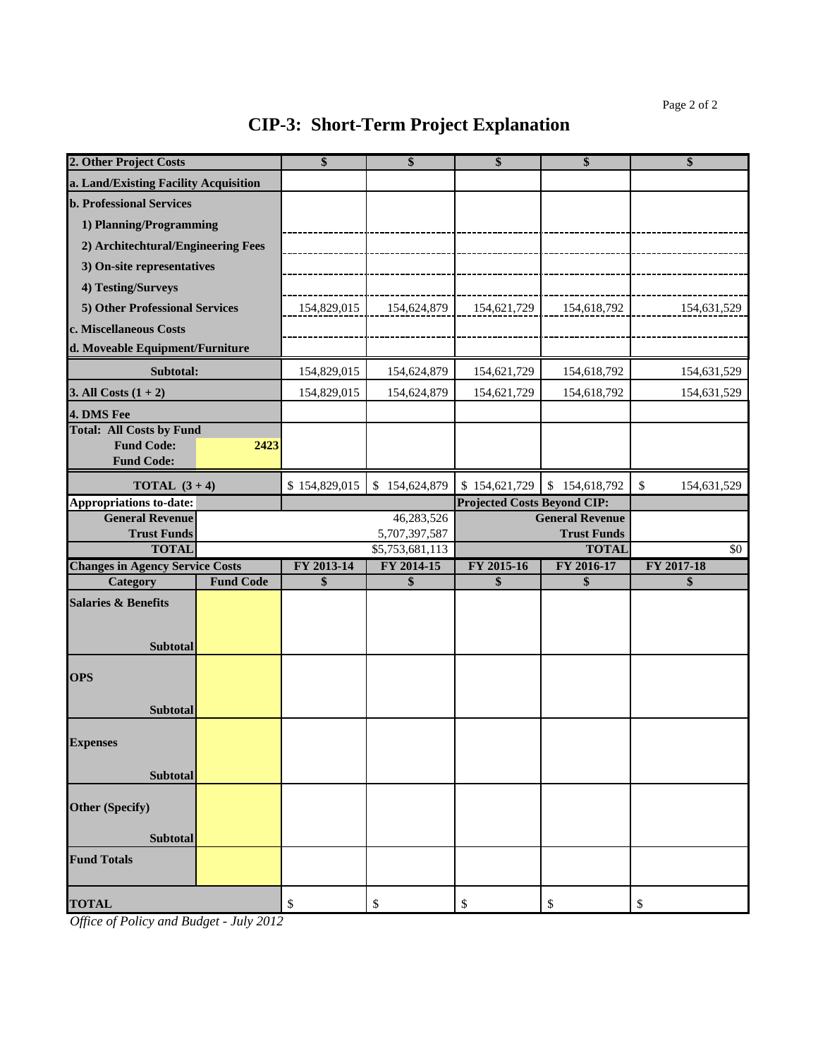# CIP-3: Short-Term Project Explanation

| 2. Other Project Costs | | $ | $ | $ | $ | $ |
|---|---|---|---|---|---|---|
| a. Land/Existing Facility Acquisition | | | | | | |
| b. Professional Services | | | | | | |
| 1) Planning/Programming | | | | | | |
| 2) Architechtural/Engineering Fees | | | | | | |
| 3) On-site representatives | | | | | | |
| 4) Testing/Surveys | | | | | | |
| 5) Other Professional Services | | 154,829,015 | 154,624,879 | 154,621,729 | 154,618,792 | 154,631,529 |
| c. Miscellaneous Costs | | | | | | |
| d. Moveable Equipment/Furniture | | | | | | |
| Subtotal: | | 154,829,015 | 154,624,879 | 154,621,729 | 154,618,792 | 154,631,529 |
| 3. All Costs (1 + 2) | | 154,829,015 | 154,624,879 | 154,621,729 | 154,618,792 | 154,631,529 |
| 4. DMS Fee | | | | | | |
| Total: All Costs by Fund | | | | | | |
| Fund Code: | 2423 | | | | | |
| Fund Code: | | | | | | |
| TOTAL (3 + 4) | | $ 154,829,015 | $ 154,624,879 | $ 154,621,729 | $ 154,618,792 | $ 154,631,529 |

| Appropriations to-date: | | Projected Costs Beyond CIP: | |
|---|---|---|---|
| General Revenue | 46,283,526 | General Revenue | |
| Trust Funds | 5,707,397,587 | Trust Funds | |
| TOTAL | $5,753,681,113 | TOTAL | $0 |

| Changes in Agency Service Costs | | FY 2013-14 | FY 2014-15 | FY 2015-16 | FY 2016-17 | FY 2017-18 |
|---|---|---|---|---|---|---|
| Category | Fund Code | $ | $ | $ | $ | $ |
| Salaries & Benefits | | | | | | |
| Subtotal | | | | | | |
| OPS | | | | | | |
| Subtotal | | | | | | |
| Expenses | | | | | | |
| Subtotal | | | | | | |
| Other (Specify) | | | | | | |
| Subtotal | | | | | | |
| Fund Totals | | | | | | |
| TOTAL | | $ | $ | $ | $ | $ |

*Office of Policy and Budget - July 2012*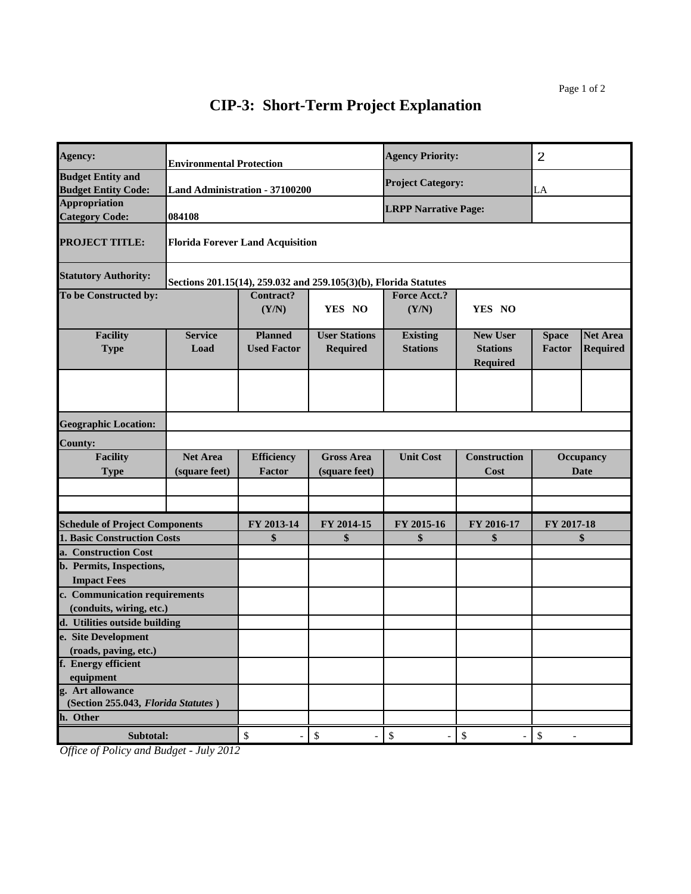# CIP-3: Short-Term Project Explanation

| | | | | | | | |
|---|---|---|---|---|---|---|---|
| **Agency:** | **Environmental Protection** | | | **Agency Priority:** | | 2 | |
| **Budget Entity and Budget Entity Code:** | **Land Administration - 37100200** | | | **Project Category:** | | LA | |
| **Appropriation Category Code:** | **084108** | | | **LRPP Narrative Page:** | | | |
| **PROJECT TITLE:** | **Florida Forever Land Acquisition** | | | | | | |
| **Statutory Authority:** | **Sections 201.15(14), 259.032 and 259.105(3)(b), Florida Statutes** | | | | | | |
| **To be Constructed by:** | | **Contract? (Y/N)** | **YES NO** | **Force Acct.? (Y/N)** | **YES NO** | | |
| **Facility Type** | **Service Load** | **Planned Used Factor** | **User Stations Required** | **Existing Stations** | **New User Stations Required** | **Space Factor** | **Net Area Required** |
| | | | | | | | |
| **Geographic Location:** | | | | | | | |
| **County:** | | | | | | | |
| **Facility Type** | **Net Area (square feet)** | **Efficiency Factor** | **Gross Area (square feet)** | **Unit Cost** | **Construction Cost** | **Occupancy Date** | |
| | | | | | | | |
| | | | | | | | |

| **Schedule of Project Components** | **FY 2013-14** | **FY 2014-15** | **FY 2015-16** | **FY 2016-17** | **FY 2017-18** |
|---|---|---|---|---|---|
| **1. Basic Construction Costs** | **$** | **$** | **$** | **$** | **$** |
| **a. Construction Cost** | | | | | |
| **b. Permits, Inspections, Impact Fees** | | | | | |
| **c. Communication requirements (conduits, wiring, etc.)** | | | | | |
| **d. Utilities outside building** | | | | | |
| **e. Site Development (roads, paving, etc.)** | | | | | |
| **f. Energy efficient equipment** | | | | | |
| **g. Art allowance (Section 255.043, *Florida Statutes*)** | | | | | |
| **h. Other** | | | | | |
| **Subtotal:** | $ - | $ - | $ - | $ - | $ - |

*Office of Policy and Budget - July 2012*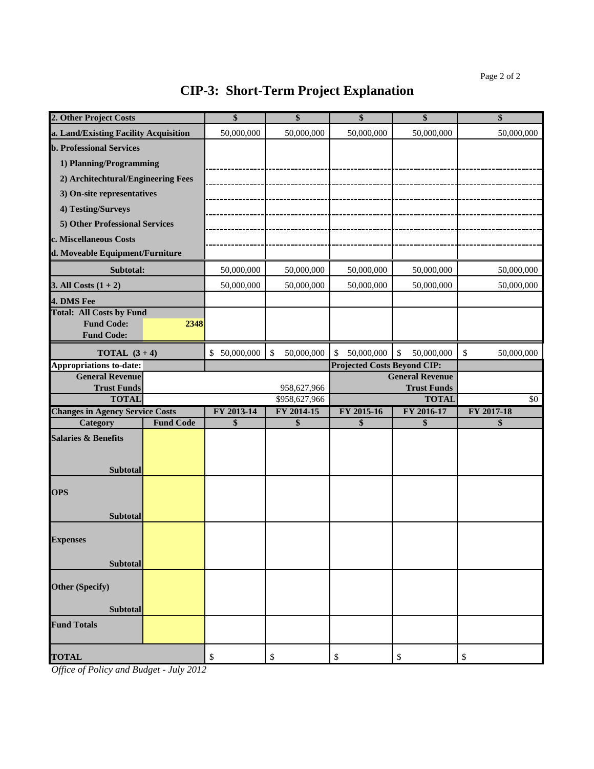# CIP-3: Short-Term Project Explanation

| 2. Other Project Costs | | $ | $ | $ | $ | $ |
|---|---|---|---|---|---|---|
| a. Land/Existing Facility Acquisition | | 50,000,000 | 50,000,000 | 50,000,000 | 50,000,000 | 50,000,000 |
| b. Professional Services | | | | | | |
| 1) Planning/Programming | | | | | | |
| 2) Architechtural/Engineering Fees | | | | | | |
| 3) On-site representatives | | | | | | |
| 4) Testing/Surveys | | | | | | |
| 5) Other Professional Services | | | | | | |
| c. Miscellaneous Costs | | | | | | |
| d. Moveable Equipment/Furniture | | | | | | |
| Subtotal: | | 50,000,000 | 50,000,000 | 50,000,000 | 50,000,000 | 50,000,000 |
| 3. All Costs (1 + 2) | | 50,000,000 | 50,000,000 | 50,000,000 | 50,000,000 | 50,000,000 |
| 4. DMS Fee | | | | | | |
| Total: All Costs by Fund | | | | | | |
| Fund Code: | 2348 | | | | | |
| Fund Code: | | | | | | |
| TOTAL (3 + 4) | | $ 50,000,000 | $ 50,000,000 | $ 50,000,000 | $ 50,000,000 | $ 50,000,000 |

| Appropriations to-date: | | | Projected Costs Beyond CIP: | |
|---|---|---|---|---|
| General Revenue | | | General Revenue | |
| Trust Funds | | 958,627,966 | Trust Funds | |
| TOTAL | | $958,627,966 | TOTAL | $0 |

| Changes in Agency Service Costs | | FY 2013-14 | FY 2014-15 | FY 2015-16 | FY 2016-17 | FY 2017-18 |
|---|---|---|---|---|---|---|
| Category | Fund Code | $ | $ | $ | $ | $ |
| Salaries & Benefits | | | | | | |
| Subtotal | | | | | | |
| OPS | | | | | | |
| Subtotal | | | | | | |
| Expenses | | | | | | |
| Subtotal | | | | | | |
| Other (Specify) | | | | | | |
| Subtotal | | | | | | |
| Fund Totals | | | | | | |
| TOTAL | | $ | $ | $ | $ | $ |

*Office of Policy and Budget - July 2012*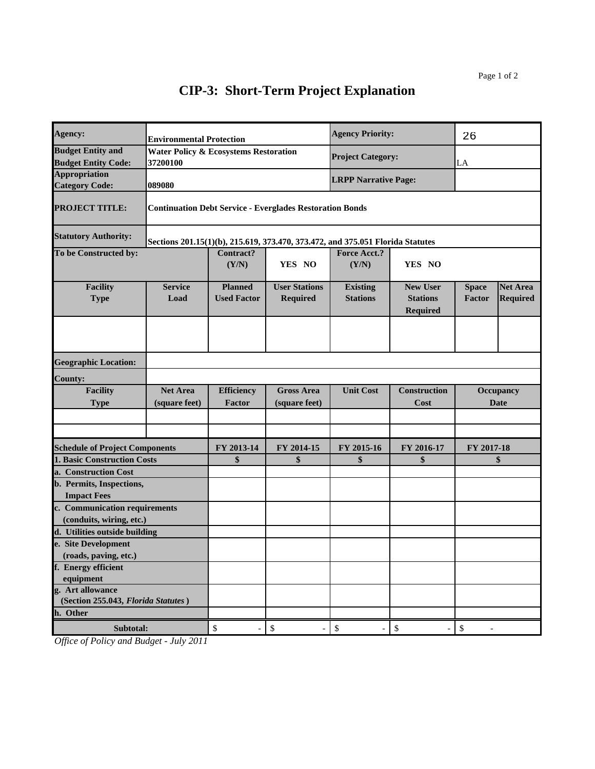# CIP-3: Short-Term Project Explanation

| Agency: | Environmental Protection | | | Agency Priority: | | 26 | |
|---|---|---|---|---|---|---|---|
| Budget Entity and Budget Entity Code: | Water Policy & Ecosystems Restoration 37200100 | | | Project Category: | | LA | |
| Appropriation Category Code: | 089080 | | | LRPP Narrative Page: | | | |
| PROJECT TITLE: | Continuation Debt Service - Everglades Restoration Bonds | | | | | | |
| Statutory Authority: | Sections 201.15(1)(b), 215.619, 373.470, 373.472, and 375.051 Florida Statutes | | | | | | |
| To be Constructed by: | | Contract? (Y/N) | YES NO | Force Acct.? (Y/N) | YES NO | | |
| Facility Type | Service Load | Planned Used Factor | User Stations Required | Existing Stations | New User Stations Required | Space Factor | Net Area Required |
| | | | | | | | |
| Geographic Location: | | | | | | | |
| County: | | | | | | | |
| Facility Type | Net Area (square feet) | Efficiency Factor | Gross Area (square feet) | Unit Cost | Construction Cost | Occupancy Date | |
| | | | | | | | |
| | | | | | | | |

| Schedule of Project Components | FY 2013-14 | FY 2014-15 | FY 2015-16 | FY 2016-17 | FY 2017-18 |
|---|---|---|---|---|---|
| **1. Basic Construction Costs** | $ | $ | $ | $ | $ |
| a. Construction Cost | | | | | |
| b. Permits, Inspections, Impact Fees | | | | | |
| c. Communication requirements (conduits, wiring, etc.) | | | | | |
| d. Utilities outside building | | | | | |
| e. Site Development (roads, paving, etc.) | | | | | |
| f. Energy efficient equipment | | | | | |
| g. Art allowance (Section 255.043, *Florida Statutes*) | | | | | |
| h. Other | | | | | |
| **Subtotal:** | $ - | $ - | $ - | $ - | $ - |

*Office of Policy and Budget - July 2011*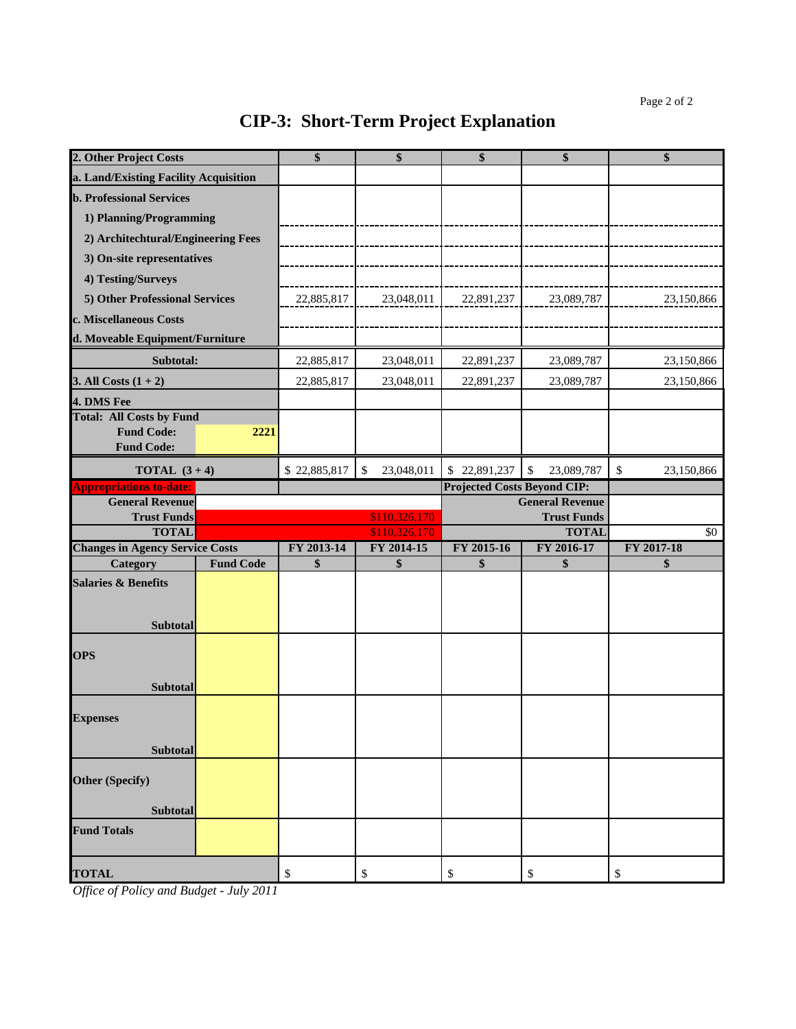# CIP-3: Short-Term Project Explanation

| 2. Other Project Costs | | $ | $ | $ | $ | $ |
|---|---|---|---|---|---|---|
| a. Land/Existing Facility Acquisition | | | | | | |
| b. Professional Services | | | | | | |
| 1) Planning/Programming | | | | | | |
| 2) Architechtural/Engineering Fees | | | | | | |
| 3) On-site representatives | | | | | | |
| 4) Testing/Surveys | | | | | | |
| 5) Other Professional Services | | 22,885,817 | 23,048,011 | 22,891,237 | 23,089,787 | 23,150,866 |
| c. Miscellaneous Costs | | | | | | |
| d. Moveable Equipment/Furniture | | | | | | |
| Subtotal: | | 22,885,817 | 23,048,011 | 22,891,237 | 23,089,787 | 23,150,866 |
| 3. All Costs (1 + 2) | | 22,885,817 | 23,048,011 | 22,891,237 | 23,089,787 | 23,150,866 |
| 4. DMS Fee | | | | | | |
| Total: All Costs by Fund | | | | | | |
| Fund Code: | 2221 | | | | | |
| Fund Code: | | | | | | |
| TOTAL (3 + 4) | | $ 22,885,817 | $ 23,048,011 | $ 22,891,237 | $ 23,089,787 | $ 23,150,866 |

| Appropriations to-date: | | Projected Costs Beyond CIP: | |
|---|---|---|---|
| General Revenue | | General Revenue | |
| Trust Funds | $110,326,170 | Trust Funds | |
| TOTAL | $110,326,170 | TOTAL | $0 |

| Changes in Agency Service Costs | | FY 2013-14 | FY 2014-15 | FY 2015-16 | FY 2016-17 | FY 2017-18 |
|---|---|---|---|---|---|---|
| Category | Fund Code | $ | $ | $ | $ | $ |
| Salaries & Benefits | | | | | | |
| Subtotal | | | | | | |
| OPS | | | | | | |
| Subtotal | | | | | | |
| Expenses | | | | | | |
| Subtotal | | | | | | |
| Other (Specify) | | | | | | |
| Subtotal | | | | | | |
| Fund Totals | | | | | | |
| TOTAL | | $ | $ | $ | $ | $ |

*Office of Policy and Budget - July 2011*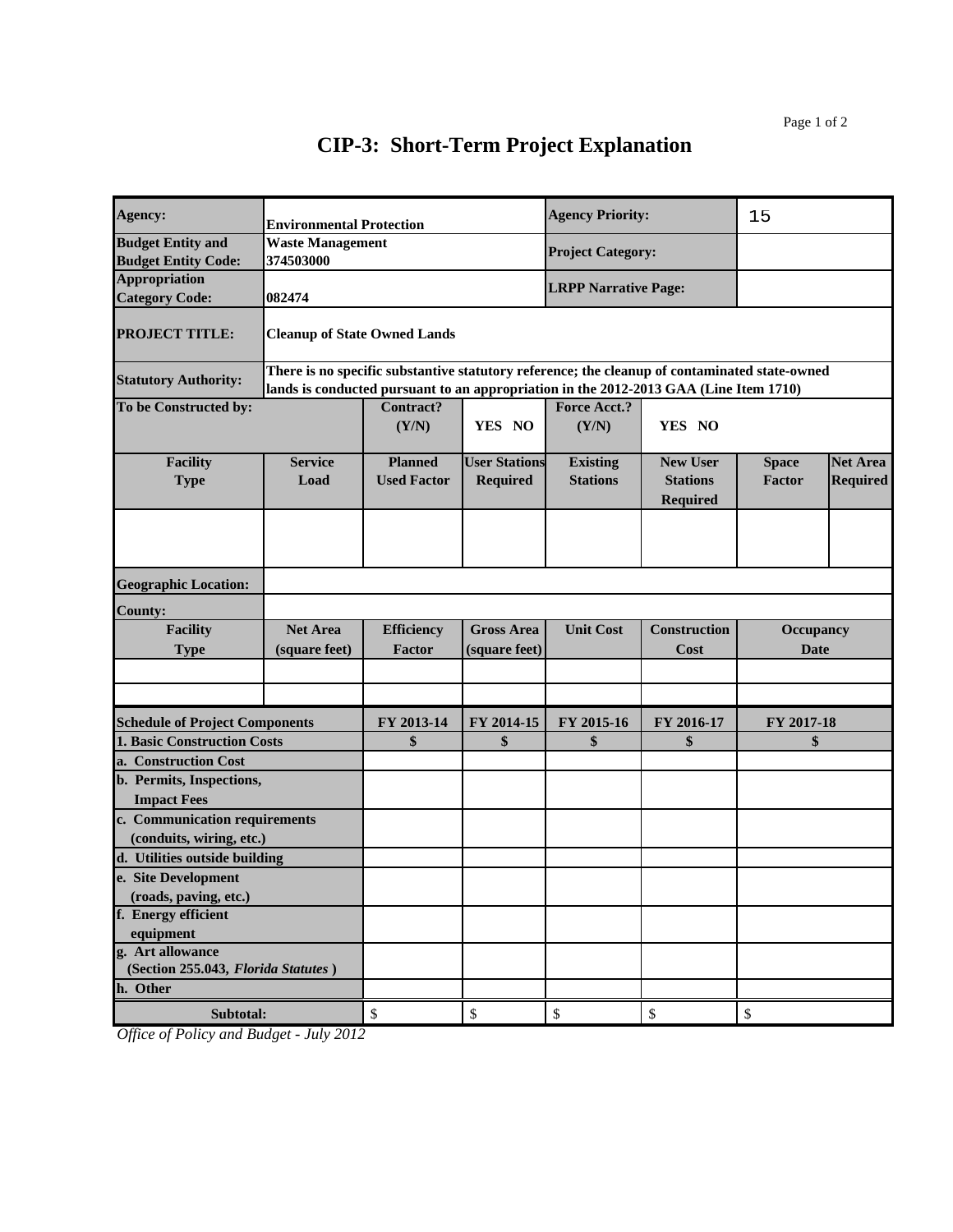# CIP-3: Short-Term Project Explanation

| | | | | | | | |
|---|---|---|---|---|---|---|---|
| **Agency:** | **Environmental Protection** | | | **Agency Priority:** | | 15 | |
| **Budget Entity and Budget Entity Code:** | **Waste Management 374503000** | | | **Project Category:** | | | |
| **Appropriation Category Code:** | **082474** | | | **LRPP Narrative Page:** | | | |
| **PROJECT TITLE:** | **Cleanup of State Owned Lands** | | | | | | |
| **Statutory Authority:** | **There is no specific substantive statutory reference; the cleanup of contaminated state-owned lands is conducted pursuant to an appropriation in the 2012-2013 GAA (Line Item 1710)** | | | | | | |
| **To be Constructed by:** | | **Contract? (Y/N)** | **YES NO** | **Force Acct.? (Y/N)** | **YES NO** | | |
| **Facility Type** | **Service Load** | **Planned Used Factor** | **User Stations Required** | **Existing Stations** | **New User Stations Required** | **Space Factor** | **Net Area Required** |
| | | | | | | | |
| **Geographic Location:** | | | | | | | |
| **County:** | | | | | | | |
| **Facility Type** | **Net Area (square feet)** | **Efficiency Factor** | **Gross Area (square feet)** | **Unit Cost** | **Construction Cost** | **Occupancy Date** | |
| | | | | | | | |
| | | | | | | | |

| **Schedule of Project Components** | **FY 2013-14** | **FY 2014-15** | **FY 2015-16** | **FY 2016-17** | **FY 2017-18** |
|---|---|---|---|---|---|
| **1. Basic Construction Costs** | **$** | **$** | **$** | **$** | **$** |
| **a. Construction Cost** | | | | | |
| **b. Permits, Inspections, Impact Fees** | | | | | |
| **c. Communication requirements (conduits, wiring, etc.)** | | | | | |
| **d. Utilities outside building** | | | | | |
| **e. Site Development (roads, paving, etc.)** | | | | | |
| **f. Energy efficient equipment** | | | | | |
| **g. Art allowance (Section 255.043, *Florida Statutes*)** | | | | | |
| **h. Other** | | | | | |
| **Subtotal:** | $ | $ | $ | $ | $ |

*Office of Policy and Budget - July 2012*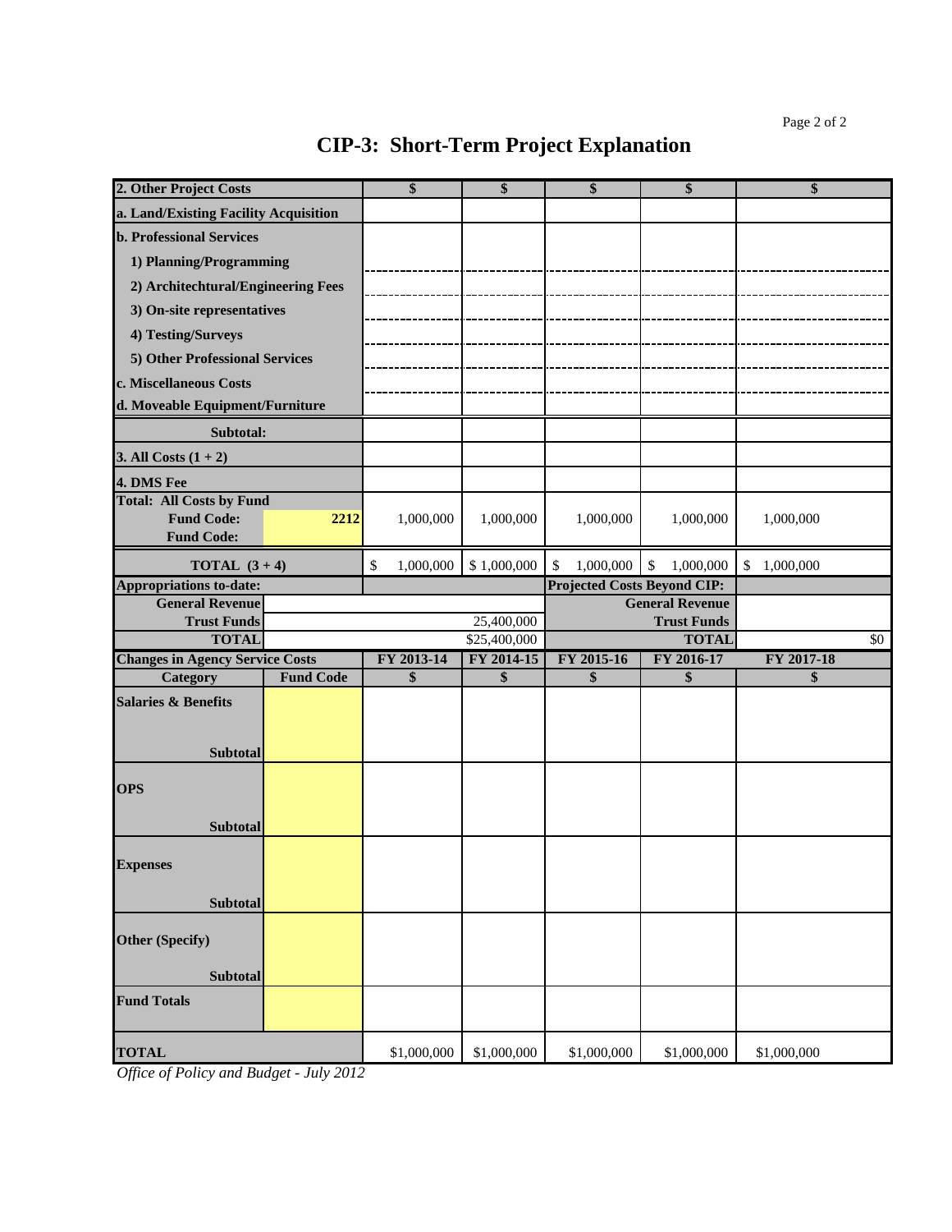# CIP-3: Short-Term Project Explanation

| 2. Other Project Costs | | $ | $ | $ | $ | $ |
|---|---|---|---|---|---|---|
| a. Land/Existing Facility Acquisition | | | | | | |
| b. Professional Services | | | | | | |
| 1) Planning/Programming | | | | | | |
| 2) Architechtural/Engineering Fees | | | | | | |
| 3) On-site representatives | | | | | | |
| 4) Testing/Surveys | | | | | | |
| 5) Other Professional Services | | | | | | |
| c. Miscellaneous Costs | | | | | | |
| d. Moveable Equipment/Furniture | | | | | | |
| Subtotal: | | | | | | |
| 3. All Costs (1 + 2) | | | | | | |
| 4. DMS Fee | | | | | | |
| Total: All Costs by Fund Fund Code: | 2212 | 1,000,000 | 1,000,000 | 1,000,000 | 1,000,000 | 1,000,000 |
| Fund Code: | | | | | | |
| TOTAL (3 + 4) | | $ 1,000,000 | $ 1,000,000 | $ 1,000,000 | $ 1,000,000 | $ 1,000,000 |

| Appropriations to-date: | | Projected Costs Beyond CIP: | |
|---|---|---|---|
| General Revenue | | General Revenue | |
| Trust Funds | 25,400,000 | Trust Funds | |
| TOTAL | $25,400,000 | TOTAL | $0 |

| Changes in Agency Service Costs | | FY 2013-14 | FY 2014-15 | FY 2015-16 | FY 2016-17 | FY 2017-18 |
|---|---|---|---|---|---|---|
| Category | Fund Code | $ | $ | $ | $ | $ |
| Salaries & Benefits | | | | | | |
| Subtotal | | | | | | |
| OPS | | | | | | |
| Subtotal | | | | | | |
| Expenses | | | | | | |
| Subtotal | | | | | | |
| Other (Specify) | | | | | | |
| Subtotal | | | | | | |
| Fund Totals | | | | | | |
| TOTAL | | $1,000,000 | $1,000,000 | $1,000,000 | $1,000,000 | $1,000,000 |

*Office of Policy and Budget - July 2012*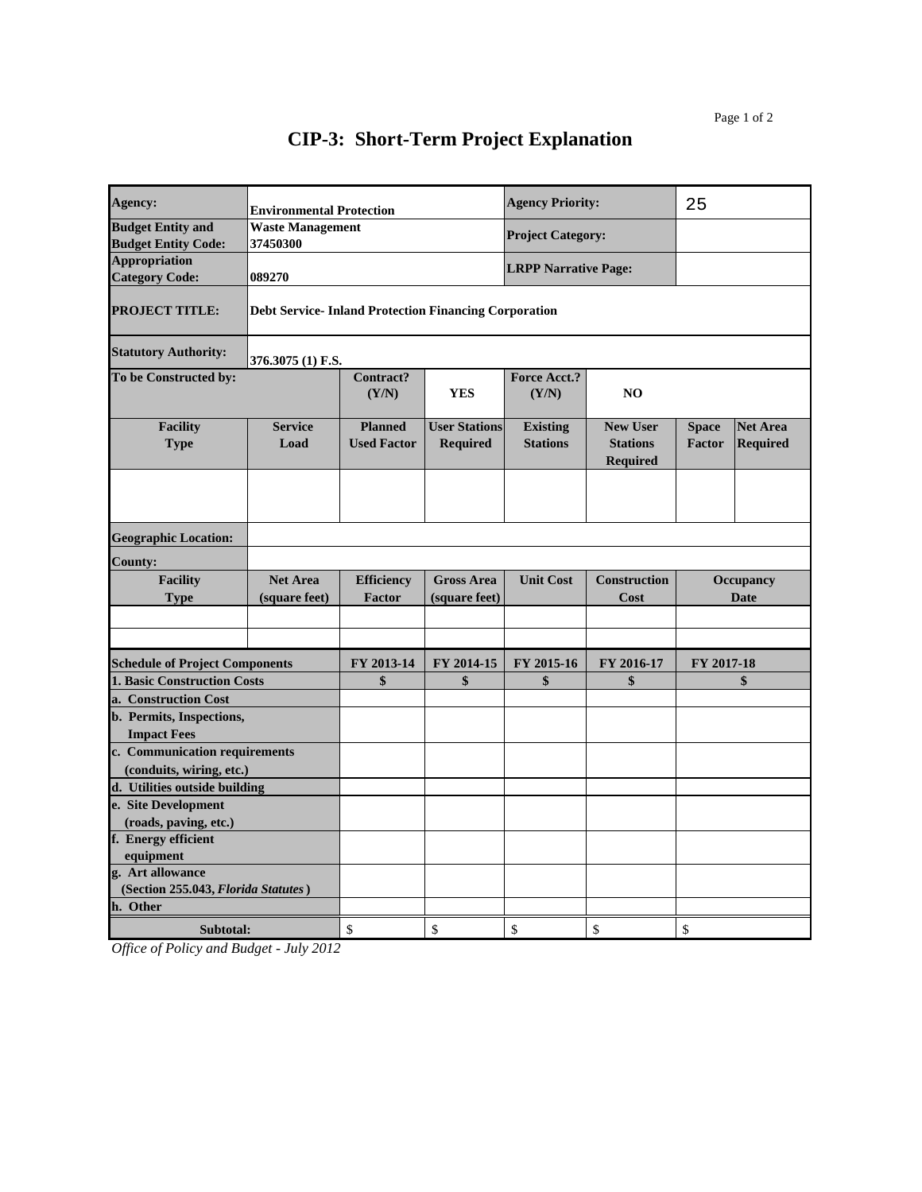# CIP-3: Short-Term Project Explanation

| | | | | | | | |
|---|---|---|---|---|---|---|---|
| **Agency:** | **Environmental Protection** | | | **Agency Priority:** | | 25 | |
| **Budget Entity and Budget Entity Code:** | **Waste Management 37450300** | | | **Project Category:** | | | |
| **Appropriation Category Code:** | **089270** | | | **LRPP Narrative Page:** | | | |
| **PROJECT TITLE:** | **Debt Service- Inland Protection Financing Corporation** | | | | | | |
| **Statutory Authority:** | **376.3075 (1) F.S.** | | | | | | |
| **To be Constructed by:** | | **Contract? (Y/N)** | **YES** | **Force Acct.? (Y/N)** | **NO** | | |
| **Facility Type** | **Service Load** | **Planned Used Factor** | **User Stations Required** | **Existing Stations** | **New User Stations Required** | **Space Factor** | **Net Area Required** |
| | | | | | | | |
| **Geographic Location:** | | | | | | | |
| **County:** | | | | | | | |
| **Facility Type** | **Net Area (square feet)** | **Efficiency Factor** | **Gross Area (square feet)** | **Unit Cost** | **Construction Cost** | **Occupancy Date** | |
| | | | | | | | |
| | | | | | | | |

| **Schedule of Project Components** | **FY 2013-14** | **FY 2014-15** | **FY 2015-16** | **FY 2016-17** | **FY 2017-18** |
|---|---|---|---|---|---|
| **1. Basic Construction Costs** | **$** | **$** | **$** | **$** | **$** |
| **a. Construction Cost** | | | | | |
| **b. Permits, Inspections, Impact Fees** | | | | | |
| **c. Communication requirements (conduits, wiring, etc.)** | | | | | |
| **d. Utilities outside building** | | | | | |
| **e. Site Development (roads, paving, etc.)** | | | | | |
| **f. Energy efficient equipment** | | | | | |
| **g. Art allowance (Section 255.043, *Florida Statutes*)** | | | | | |
| **h. Other** | | | | | |
| **Subtotal:** | $ | $ | $ | $ | $ |

*Office of Policy and Budget - July 2012*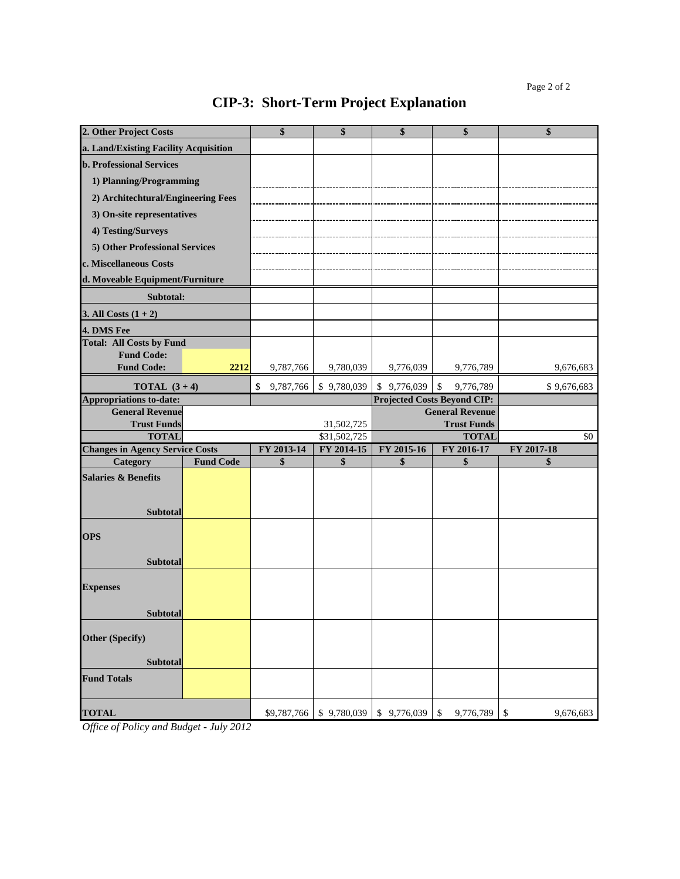# CIP-3: Short-Term Project Explanation

| 2. Other Project Costs | | $ | $ | $ | $ | $ |
|---|---|---|---|---|---|---|
| a. Land/Existing Facility Acquisition | | | | | | |
| b. Professional Services | | | | | | |
| 1) Planning/Programming | | | | | | |
| 2) Architechtural/Engineering Fees | | | | | | |
| 3) On-site representatives | | | | | | |
| 4) Testing/Surveys | | | | | | |
| 5) Other Professional Services | | | | | | |
| c. Miscellaneous Costs | | | | | | |
| d. Moveable Equipment/Furniture | | | | | | |
| Subtotal: | | | | | | |
| 3. All Costs (1 + 2) | | | | | | |
| 4. DMS Fee | | | | | | |
| Total: All Costs by Fund | | | | | | |
| Fund Code: | | | | | | |
| Fund Code: | 2212 | 9,787,766 | 9,780,039 | 9,776,039 | 9,776,789 | 9,676,683 |
| TOTAL (3 + 4) | | $ 9,787,766 | $ 9,780,039 | $ 9,776,039 | $ 9,776,789 | $ 9,676,683 |
| Appropriations to-date: | | | | Projected Costs Beyond CIP: | | |
| General Revenue | | | | | General Revenue | |
| Trust Funds | | | 31,502,725 | | Trust Funds | |
| TOTAL | | | $31,502,725 | | TOTAL | $0 |
| Changes in Agency Service Costs | | FY 2013-14 | FY 2014-15 | FY 2015-16 | FY 2016-17 | FY 2017-18 |
| Category | Fund Code | $ | $ | $ | $ | $ |
| Salaries & Benefits | | | | | | |
| Subtotal | | | | | | |
| OPS | | | | | | |
| Subtotal | | | | | | |
| Expenses | | | | | | |
| Subtotal | | | | | | |
| Other (Specify) | | | | | | |
| Subtotal | | | | | | |
| Fund Totals | | | | | | |
| TOTAL | | $9,787,766 | $ 9,780,039 | $ 9,776,039 | $ 9,776,789 | $ 9,676,683 |

*Office of Policy and Budget - July 2012*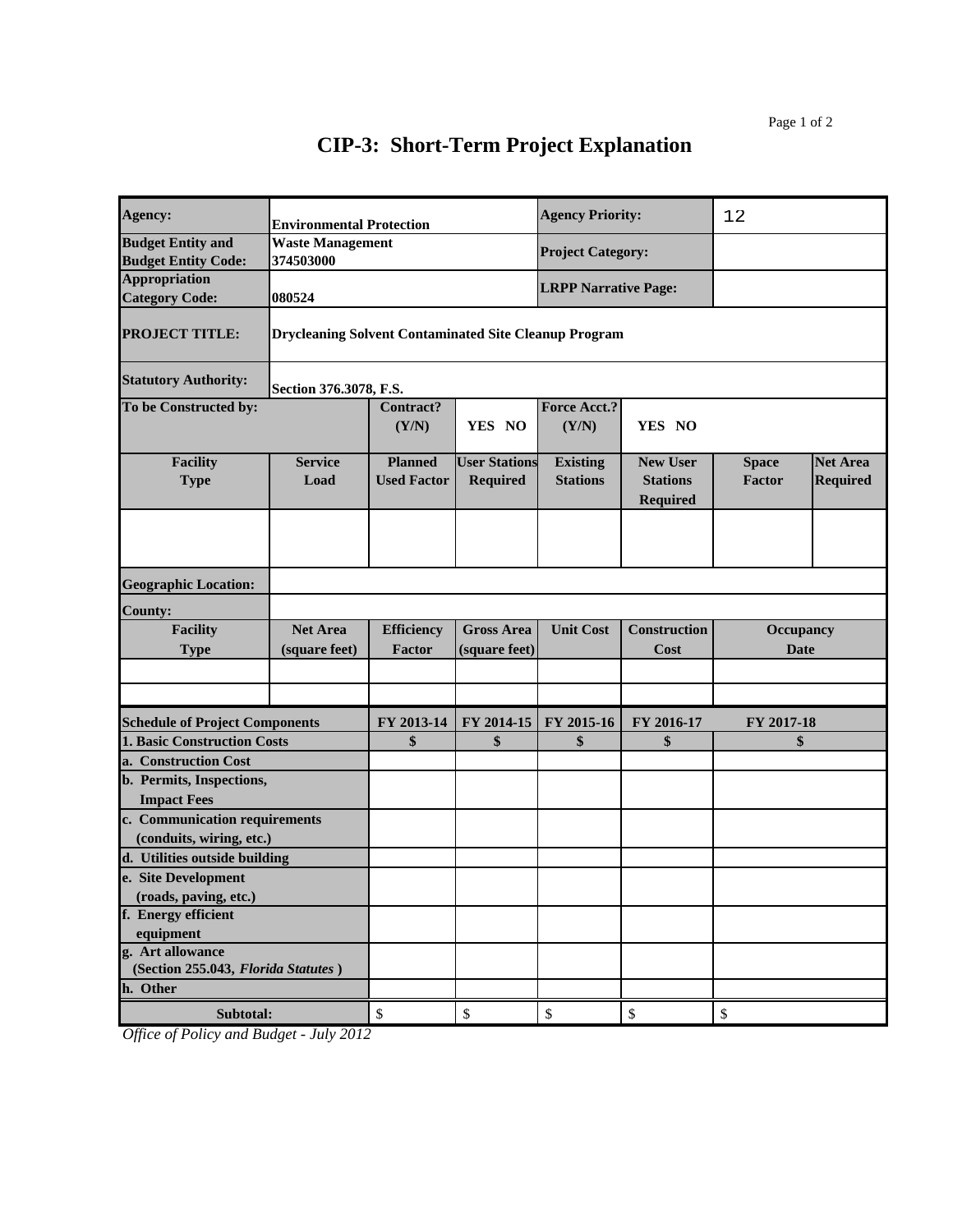# CIP-3: Short-Term Project Explanation

| Agency: | Environmental Protection | | | Agency Priority: | | 12 | |
|---|---|---|---|---|---|---|---|
| Budget Entity and Budget Entity Code: | Waste Management 374503000 | | | Project Category: | | | |
| Appropriation Category Code: | 080524 | | | LRPP Narrative Page: | | | |
| PROJECT TITLE: | Drycleaning Solvent Contaminated Site Cleanup Program | | | | | | |
| Statutory Authority: | Section 376.3078, F.S. | | | | | | |
| To be Constructed by: | | Contract? (Y/N) | YES NO | Force Acct.? (Y/N) | YES NO | | |
| Facility Type | Service Load | Planned Used Factor | User Stations Required | Existing Stations | New User Stations Required | Space Factor | Net Area Required |
| | | | | | | | |
| Geographic Location: | | | | | | | |
| County: | | | | | | | |
| Facility Type | Net Area (square feet) | Efficiency Factor | Gross Area (square feet) | Unit Cost | Construction Cost | Occupancy Date | |
| | | | | | | | |
| | | | | | | | |

| Schedule of Project Components | FY 2013-14 | FY 2014-15 | FY 2015-16 | FY 2016-17 | FY 2017-18 |
|---|---|---|---|---|---|
| 1. Basic Construction Costs | $ | $ | $ | $ | $ |
| a. Construction Cost | | | | | |
| b. Permits, Inspections, Impact Fees | | | | | |
| c. Communication requirements (conduits, wiring, etc.) | | | | | |
| d. Utilities outside building | | | | | |
| e. Site Development (roads, paving, etc.) | | | | | |
| f. Energy efficient equipment | | | | | |
| g. Art allowance (Section 255.043, *Florida Statutes*) | | | | | |
| h. Other | | | | | |
| Subtotal: | $ | $ | $ | $ | $ |

*Office of Policy and Budget - July 2012*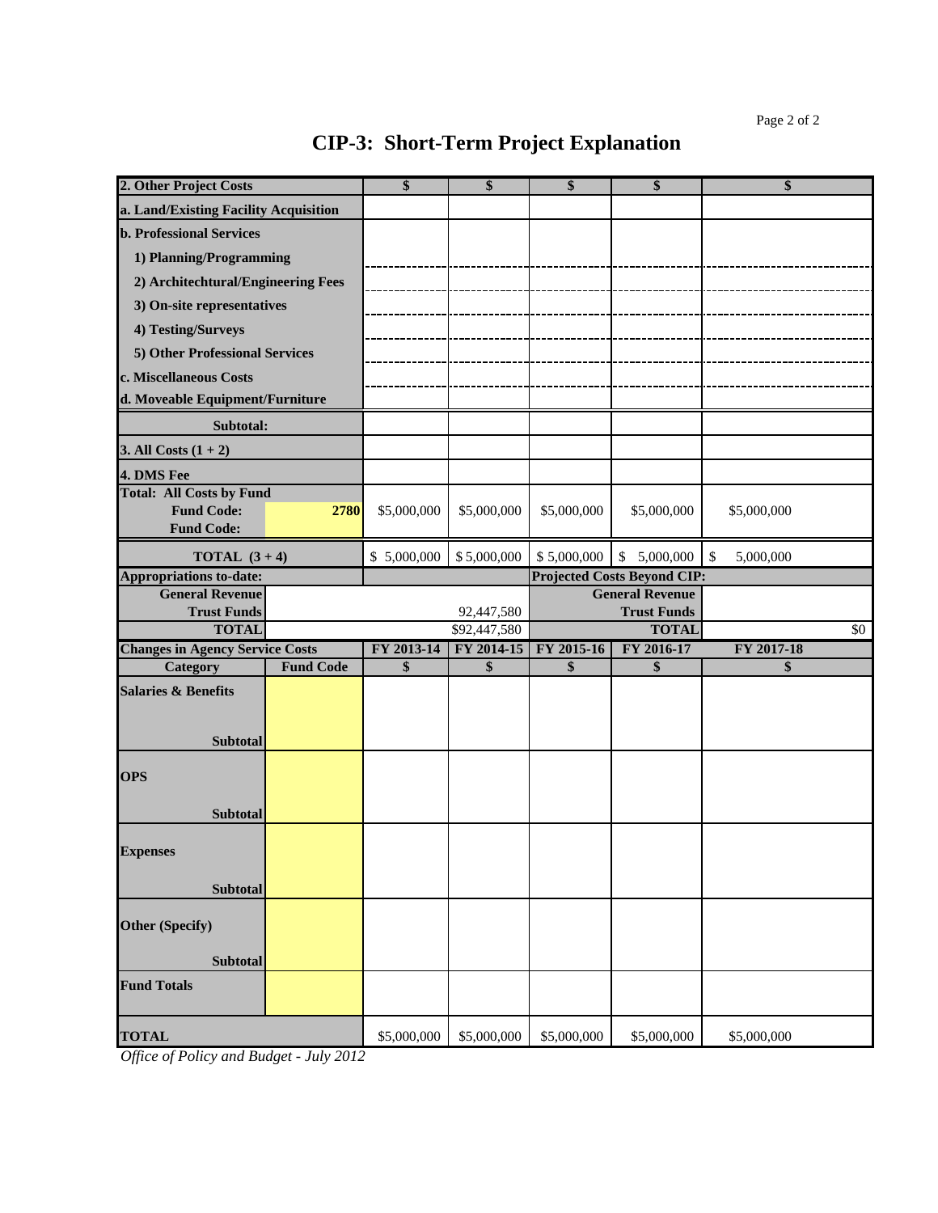# CIP-3: Short-Term Project Explanation

| 2. Other Project Costs | | $ | $ | $ | $ | $ |
|---|---|---|---|---|---|---|
| a. Land/Existing Facility Acquisition | | | | | | |
| b. Professional Services | | | | | | |
| 1) Planning/Programming | | | | | | |
| 2) Architechtural/Engineering Fees | | | | | | |
| 3) On-site representatives | | | | | | |
| 4) Testing/Surveys | | | | | | |
| 5) Other Professional Services | | | | | | |
| c. Miscellaneous Costs | | | | | | |
| d. Moveable Equipment/Furniture | | | | | | |
| Subtotal: | | | | | | |
| 3. All Costs (1 + 2) | | | | | | |
| 4. DMS Fee | | | | | | |
| Total: All Costs by Fund | | | | | | |
| Fund Code: | 2780 | $5,000,000 | $5,000,000 | $5,000,000 | $5,000,000 | $5,000,000 |
| Fund Code: | | | | | | |
| TOTAL (3 + 4) | | $ 5,000,000 | $ 5,000,000 | $ 5,000,000 | $ 5,000,000 | $ 5,000,000 |

| Appropriations to-date: | | Projected Costs Beyond CIP: | |
|---|---|---|---|
| General Revenue | | General Revenue | |
| Trust Funds | 92,447,580 | Trust Funds | |
| TOTAL | $92,447,580 | TOTAL | $0 |

| Changes in Agency Service Costs | | FY 2013-14 | FY 2014-15 | FY 2015-16 | FY 2016-17 | FY 2017-18 |
|---|---|---|---|---|---|---|
| Category | Fund Code | $ | $ | $ | $ | $ |
| Salaries & Benefits | | | | | | |
| Subtotal | | | | | | |
| OPS | | | | | | |
| Subtotal | | | | | | |
| Expenses | | | | | | |
| Subtotal | | | | | | |
| Other (Specify) | | | | | | |
| Subtotal | | | | | | |
| Fund Totals | | | | | | |
| TOTAL | | $5,000,000 | $5,000,000 | $5,000,000 | $5,000,000 | $5,000,000 |

*Office of Policy and Budget - July 2012*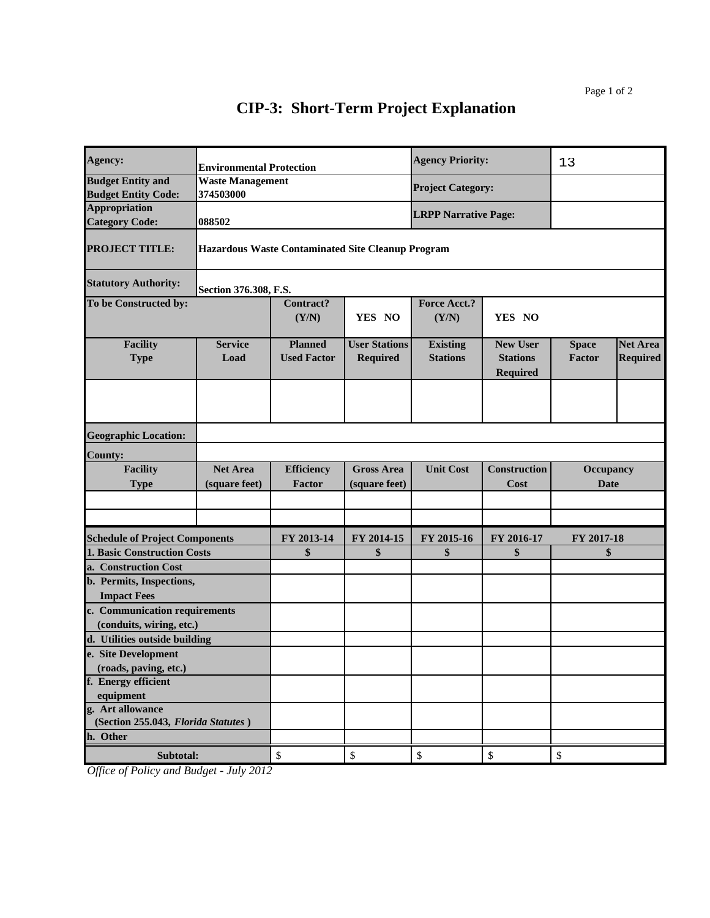# CIP-3: Short-Term Project Explanation

| | | | | | | | |
|---|---|---|---|---|---|---|---|
| **Agency:** | **Environmental Protection** | | | **Agency Priority:** | | 13 | |
| **Budget Entity and Budget Entity Code:** | **Waste Management 374503000** | | | **Project Category:** | | | |
| **Appropriation Category Code:** | **088502** | | | **LRPP Narrative Page:** | | | |
| **PROJECT TITLE:** | **Hazardous Waste Contaminated Site Cleanup Program** | | | | | | |
| **Statutory Authority:** | **Section 376.308, F.S.** | | | | | | |
| **To be Constructed by:** | | **Contract? (Y/N)** | **YES NO** | **Force Acct.? (Y/N)** | **YES NO** | | |
| **Facility Type** | **Service Load** | **Planned Used Factor** | **User Stations Required** | **Existing Stations** | **New User Stations Required** | **Space Factor** | **Net Area Required** |
| | | | | | | | |
| **Geographic Location:** | | | | | | | |
| **County:** | | | | | | | |
| **Facility Type** | **Net Area (square feet)** | **Efficiency Factor** | **Gross Area (square feet)** | **Unit Cost** | **Construction Cost** | **Occupancy Date** | |
| | | | | | | | |
| | | | | | | | |

| **Schedule of Project Components** | **FY 2013-14** | **FY 2014-15** | **FY 2015-16** | **FY 2016-17** | **FY 2017-18** |
|---|---|---|---|---|---|
| **1. Basic Construction Costs** | **$** | **$** | **$** | **$** | **$** |
| **a. Construction Cost** | | | | | |
| **b. Permits, Inspections, Impact Fees** | | | | | |
| **c. Communication requirements (conduits, wiring, etc.)** | | | | | |
| **d. Utilities outside building** | | | | | |
| **e. Site Development (roads, paving, etc.)** | | | | | |
| **f. Energy efficient equipment** | | | | | |
| **g. Art allowance (Section 255.043, *Florida Statutes*)** | | | | | |
| **h. Other** | | | | | |
| **Subtotal:** | $ | $ | $ | $ | $ |

*Office of Policy and Budget - July 2012*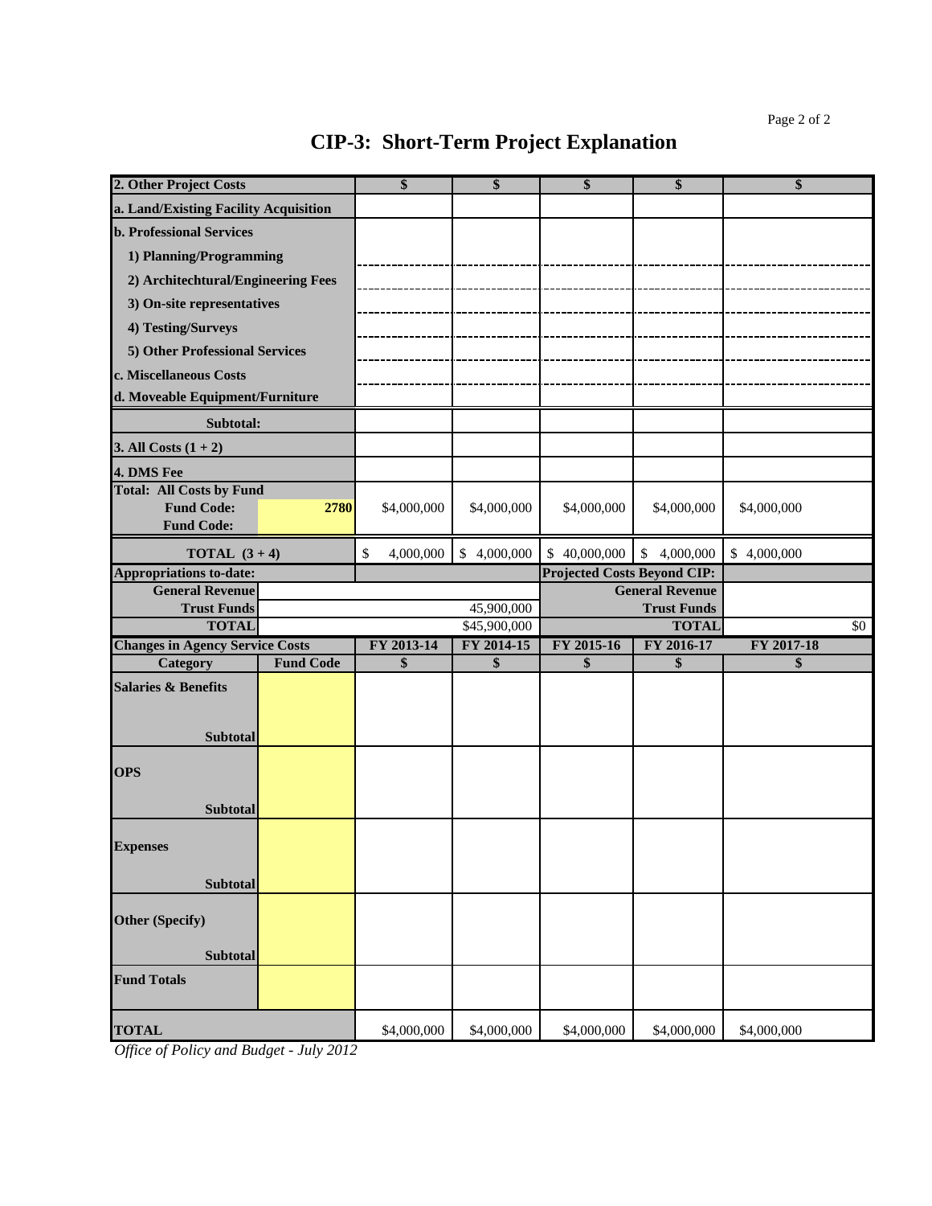# CIP-3: Short-Term Project Explanation

| 2. Other Project Costs | | $ | $ | $ | $ | $ |
|---|---|---|---|---|---|---|
| a. Land/Existing Facility Acquisition | | | | | | |
| b. Professional Services | | | | | | |
| 1) Planning/Programming | | | | | | |
| 2) Architechtural/Engineering Fees | | | | | | |
| 3) On-site representatives | | | | | | |
| 4) Testing/Surveys | | | | | | |
| 5) Other Professional Services | | | | | | |
| c. Miscellaneous Costs | | | | | | |
| d. Moveable Equipment/Furniture | | | | | | |
| Subtotal: | | | | | | |
| 3. All Costs (1 + 2) | | | | | | |
| 4. DMS Fee | | | | | | |
| Total: All Costs by Fund | | | | | | |
| Fund Code: | 2780 | $4,000,000 | $4,000,000 | $4,000,000 | $4,000,000 | $4,000,000 |
| Fund Code: | | | | | | |
| TOTAL (3 + 4) | | $ 4,000,000 | $ 4,000,000 | $ 40,000,000 | $ 4,000,000 | $ 4,000,000 |

| Appropriations to-date: | | Projected Costs Beyond CIP: | |
|---|---|---|---|
| General Revenue | | General Revenue | |
| Trust Funds | 45,900,000 | Trust Funds | |
| TOTAL | $45,900,000 | TOTAL | $0 |

| Changes in Agency Service Costs | | FY 2013-14 | FY 2014-15 | FY 2015-16 | FY 2016-17 | FY 2017-18 |
|---|---|---|---|---|---|---|
| Category | Fund Code | $ | $ | $ | $ | $ |
| Salaries & Benefits | | | | | | |
| Subtotal | | | | | | |
| OPS | | | | | | |
| Subtotal | | | | | | |
| Expenses | | | | | | |
| Subtotal | | | | | | |
| Other (Specify) | | | | | | |
| Subtotal | | | | | | |
| Fund Totals | | | | | | |
| TOTAL | | $4,000,000 | $4,000,000 | $4,000,000 | $4,000,000 | $4,000,000 |

*Office of Policy and Budget - July 2012*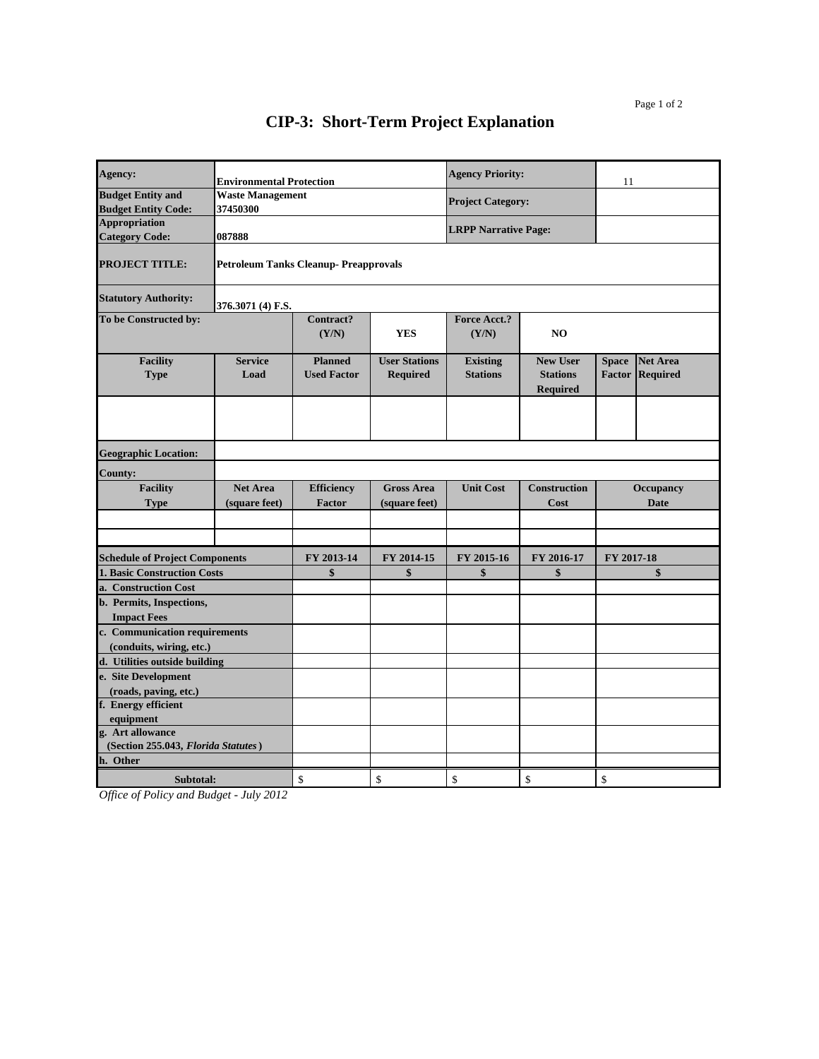# CIP-3: Short-Term Project Explanation

| Agency: | Environmental Protection | | | Agency Priority: | | 11 | |
|---|---|---|---|---|---|---|---|
| Budget Entity and Budget Entity Code: | Waste Management 37450300 | | | Project Category: | | | |
| Appropriation Category Code: | 087888 | | | LRPP Narrative Page: | | | |
| PROJECT TITLE: | Petroleum Tanks Cleanup- Preapprovals | | | | | | |
| Statutory Authority: | 376.3071 (4) F.S. | | | | | | |
| To be Constructed by: | | Contract? (Y/N) | YES | Force Acct.? (Y/N) | NO | | |
| Facility Type | Service Load | Planned Used Factor | User Stations Required | Existing Stations | New User Stations Required | Space Factor | Net Area Required |
| | | | | | | | |
| Geographic Location: | | | | | | | |
| County: | | | | | | | |
| Facility Type | Net Area (square feet) | Efficiency Factor | Gross Area (square feet) | Unit Cost | Construction Cost | Occupancy Date | |
| | | | | | | | |
| | | | | | | | |

| Schedule of Project Components | FY 2013-14 | FY 2014-15 | FY 2015-16 | FY 2016-17 | FY 2017-18 |
|---|---|---|---|---|---|
| 1. Basic Construction Costs | $ | $ | $ | $ | $ |
| a. Construction Cost | | | | | |
| b. Permits, Inspections, Impact Fees | | | | | |
| c. Communication requirements (conduits, wiring, etc.) | | | | | |
| d. Utilities outside building | | | | | |
| e. Site Development (roads, paving, etc.) | | | | | |
| f. Energy efficient equipment | | | | | |
| g. Art allowance (Section 255.043, *Florida Statutes*) | | | | | |
| h. Other | | | | | |
| Subtotal: | $ | $ | $ | $ | $ |

*Office of Policy and Budget - July 2012*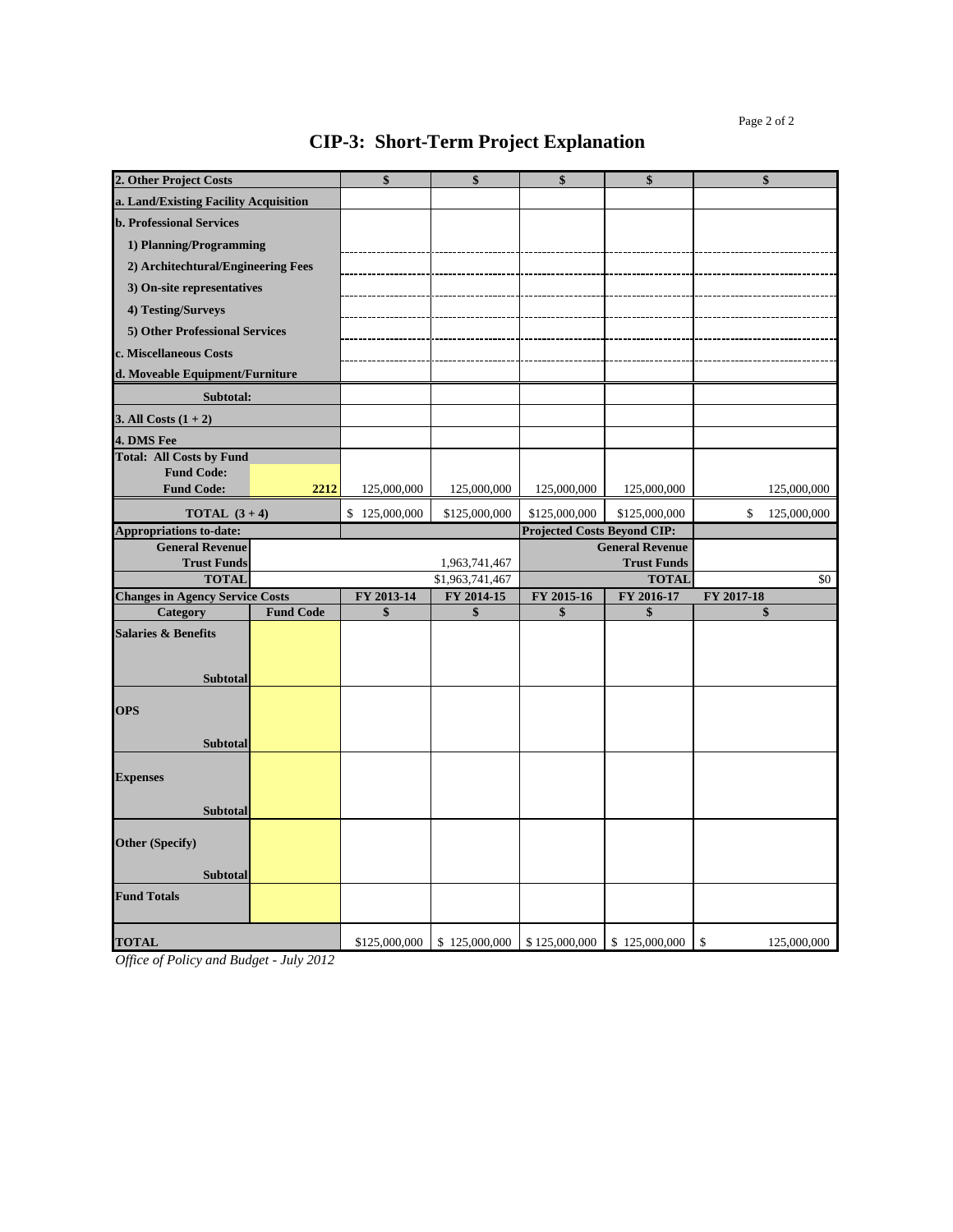# CIP-3: Short-Term Project Explanation

| 2. Other Project Costs | | $ | $ | $ | $ | $ |
|---|---|---|---|---|---|---|
| a. Land/Existing Facility Acquisition | | | | | | |
| b. Professional Services | | | | | | |
| 1) Planning/Programming | | | | | | |
| 2) Architechtural/Engineering Fees | | | | | | |
| 3) On-site representatives | | | | | | |
| 4) Testing/Surveys | | | | | | |
| 5) Other Professional Services | | | | | | |
| c. Miscellaneous Costs | | | | | | |
| d. Moveable Equipment/Furniture | | | | | | |
| Subtotal: | | | | | | |
| 3. All Costs (1 + 2) | | | | | | |
| 4. DMS Fee | | | | | | |
| Total: All Costs by Fund | | | | | | |
| Fund Code: | | | | | | |
| Fund Code: | 2212 | 125,000,000 | 125,000,000 | 125,000,000 | 125,000,000 | 125,000,000 |
| TOTAL (3 + 4) | | $ 125,000,000 | $125,000,000 | $125,000,000 | $125,000,000 | $ 125,000,000 |
| Appropriations to-date: | | | | Projected Costs Beyond CIP: | | |
| General Revenue | | | | | General Revenue | |
| Trust Funds | | | 1,963,741,467 | | Trust Funds | |
| TOTAL | | | $1,963,741,467 | | TOTAL | $0 |
| Changes in Agency Service Costs | | FY 2013-14 | FY 2014-15 | FY 2015-16 | FY 2016-17 | FY 2017-18 |
| Category | Fund Code | $ | $ | $ | $ | $ |
| Salaries & Benefits | | | | | | |
| Subtotal | | | | | | |
| OPS | | | | | | |
| Subtotal | | | | | | |
| Expenses | | | | | | |
| Subtotal | | | | | | |
| Other (Specify) | | | | | | |
| Subtotal | | | | | | |
| Fund Totals | | | | | | |
| TOTAL | | $125,000,000 | $ 125,000,000 | $ 125,000,000 | $ 125,000,000 | $ 125,000,000 |

*Office of Policy and Budget - July 2012*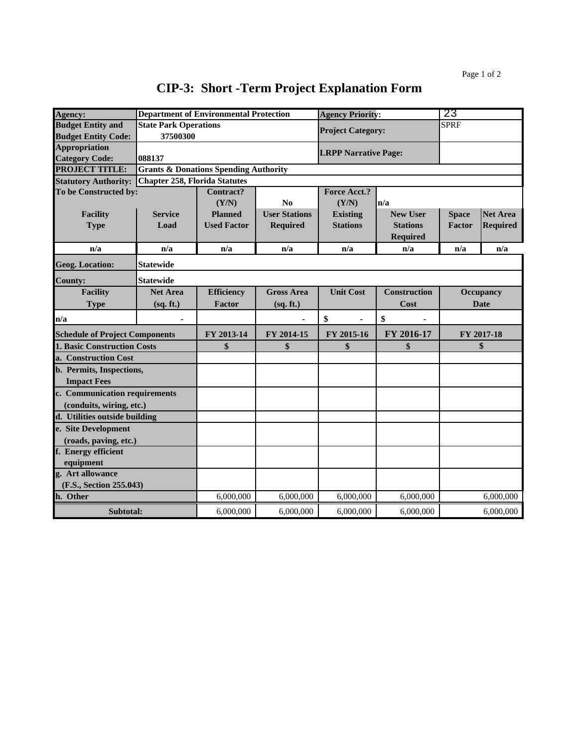# CIP-3: Short -Term Project Explanation Form

| | | | | | | | |
|---|---|---|---|---|---|---|---|
| **Agency:** | **Department of Environmental Protection** | | | **Agency Priority:** | | 23 | |
| **Budget Entity and Budget Entity Code:** | **State Park Operations 37500300** | | | **Project Category:** | | SPRF | |
| **Appropriation Category Code:** | **088137** | | | **LRPP Narrative Page:** | | | |
| **PROJECT TITLE:** | **Grants & Donations Spending Authority** | | | | | | |
| **Statutory Authority:** | **Chapter 258, Florida Statutes** | | | | | | |
| **To be Constructed by:** | | **Contract? (Y/N)** | **No** | **Force Acct.? (Y/N)** | **n/a** | | |
| **Facility Type** | **Service Load** | **Planned Used Factor** | **User Stations Required** | **Existing Stations** | **New User Stations Required** | **Space Factor** | **Net Area Required** |
| **n/a** | **n/a** | **n/a** | **n/a** | **n/a** | **n/a** | **n/a** | **n/a** |
| **Geog. Location:** | **Statewide** | | | | | | |
| **County:** | **Statewide** | | | | | | |
| **Facility Type** | **Net Area (sq. ft.)** | **Efficiency Factor** | **Gross Area (sq. ft.)** | **Unit Cost** | **Construction Cost** | **Occupancy Date** | |
| **n/a** | - | | - | $ - | $ - | | |
| **Schedule of Project Components** | | **FY 2013-14** | **FY 2014-15** | **FY 2015-16** | **FY 2016-17** | **FY 2017-18** | |
| **1. Basic Construction Costs** | | **$** | **$** | **$** | **$** | **$** | |
| **a. Construction Cost** | | | | | | | |
| **b. Permits, Inspections, Impact Fees** | | | | | | | |
| **c. Communication requirements (conduits, wiring, etc.)** | | | | | | | |
| **d. Utilities outside building** | | | | | | | |
| **e. Site Development (roads, paving, etc.)** | | | | | | | |
| **f. Energy efficient equipment** | | | | | | | |
| **g. Art allowance (F.S., Section 255.043)** | | | | | | | |
| **h. Other** | | 6,000,000 | 6,000,000 | 6,000,000 | 6,000,000 | 6,000,000 | |
| **Subtotal:** | | 6,000,000 | 6,000,000 | 6,000,000 | 6,000,000 | 6,000,000 | |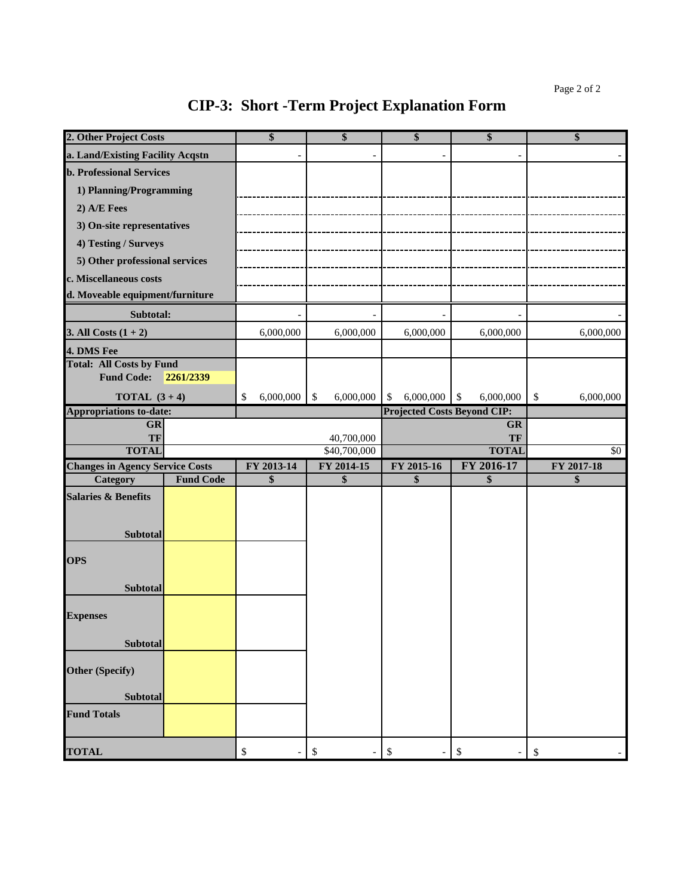# CIP-3: Short -Term Project Explanation Form

| 2. Other Project Costs | | $ | $ | $ | $ | $ |
|---|---|---|---|---|---|---|
| a. Land/Existing Facility Acqstn | | - | - | - | - | - |
| b. Professional Services | | | | | | |
| 1) Planning/Programming | | | | | | |
| 2) A/E Fees | | | | | | |
| 3) On-site representatives | | | | | | |
| 4) Testing / Surveys | | | | | | |
| 5) Other professional services | | | | | | |
| c. Miscellaneous costs | | | | | | |
| d. Moveable equipment/furniture | | | | | | |
| Subtotal: | | - | - | - | - | - |
| 3. All Costs (1 + 2) | | 6,000,000 | 6,000,000 | 6,000,000 | 6,000,000 | 6,000,000 |
| 4. DMS Fee | | | | | | |
| Total: All Costs by Fund | | | | | | |
| Fund Code: | 2261/2339 | | | | | |
| TOTAL (3 + 4) | | $ 6,000,000 | $ 6,000,000 | $ 6,000,000 | $ 6,000,000 | $ 6,000,000 |
| Appropriations to-date: | | | | Projected Costs Beyond CIP: | | |
| GR | | | | | GR | |
| TF | | | 40,700,000 | | TF | |
| TOTAL | | | $40,700,000 | | TOTAL | $0 |
| Changes in Agency Service Costs | | FY 2013-14 | FY 2014-15 | FY 2015-16 | FY 2016-17 | FY 2017-18 |
| Category | Fund Code | $ | $ | $ | $ | $ |
| Salaries & Benefits | | | | | | |
| Subtotal | | | | | | |
| OPS | | | | | | |
| Subtotal | | | | | | |
| Expenses | | | | | | |
| Subtotal | | | | | | |
| Other (Specify) | | | | | | |
| Subtotal | | | | | | |
| Fund Totals | | | | | | |
| TOTAL | | $ - | $ - | $ - | $ - | $ - |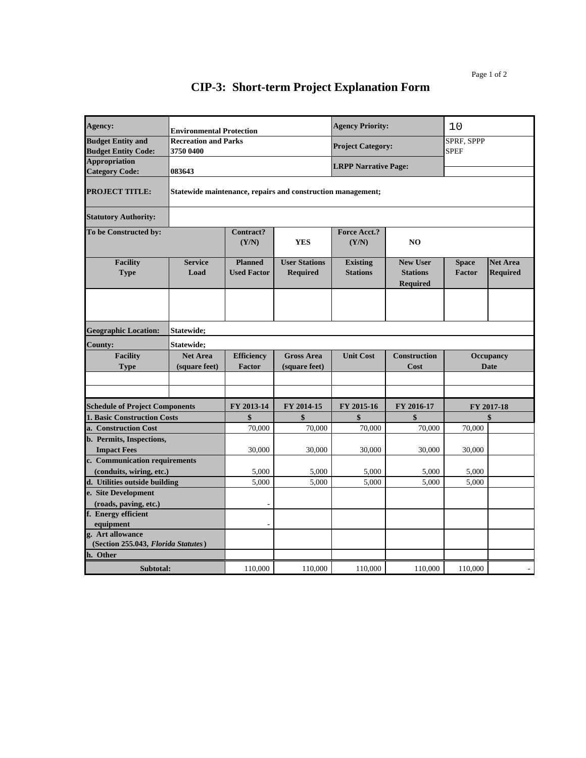# CIP-3: Short-term Project Explanation Form

| Agency: | Environmental Protection | | | Agency Priority: | | 10 | |
|---|---|---|---|---|---|---|---|
| Budget Entity and Budget Entity Code: | Recreation and Parks 3750 0400 | | | Project Category: | | SPRF, SPPP SPEF | |
| Appropriation Category Code: | 083643 | | | LRPP Narrative Page: | | | |
| PROJECT TITLE: | Statewide maintenance, repairs and construction management; | | | | | | |
| Statutory Authority: | | | | | | | |
| To be Constructed by: | | Contract? (Y/N) | YES | Force Acct.? (Y/N) | NO | | |
| Facility Type | Service Load | Planned Used Factor | User Stations Required | Existing Stations | New User Stations Required | Space Factor | Net Area Required |
| | | | | | | | |
| Geographic Location: | Statewide; | | | | | | |
| County: | Statewide; | | | | | | |
| Facility Type | Net Area (square feet) | Efficiency Factor | Gross Area (square feet) | Unit Cost | Construction Cost | Occupancy Date | |
| | | | | | | | |
| | | | | | | | |

| Schedule of Project Components | FY 2013-14 | FY 2014-15 | FY 2015-16 | FY 2016-17 | FY 2017-18 | |
|---|---|---|---|---|---|---|
| 1. Basic Construction Costs | $ | $ | $ | $ | $ | |
| a. Construction Cost | 70,000 | 70,000 | 70,000 | 70,000 | 70,000 | |
| b. Permits, Inspections, Impact Fees | 30,000 | 30,000 | 30,000 | 30,000 | 30,000 | |
| c. Communication requirements (conduits, wiring, etc.) | 5,000 | 5,000 | 5,000 | 5,000 | 5,000 | |
| d. Utilities outside building | 5,000 | 5,000 | 5,000 | 5,000 | 5,000 | |
| e. Site Development (roads, paving, etc.) | - | | | | | |
| f. Energy efficient equipment | - | | | | | |
| g. Art allowance (Section 255.043, *Florida Statutes*) | | | | | | |
| h. Other | | | | | | |
| Subtotal: | 110,000 | 110,000 | 110,000 | 110,000 | 110,000 | - |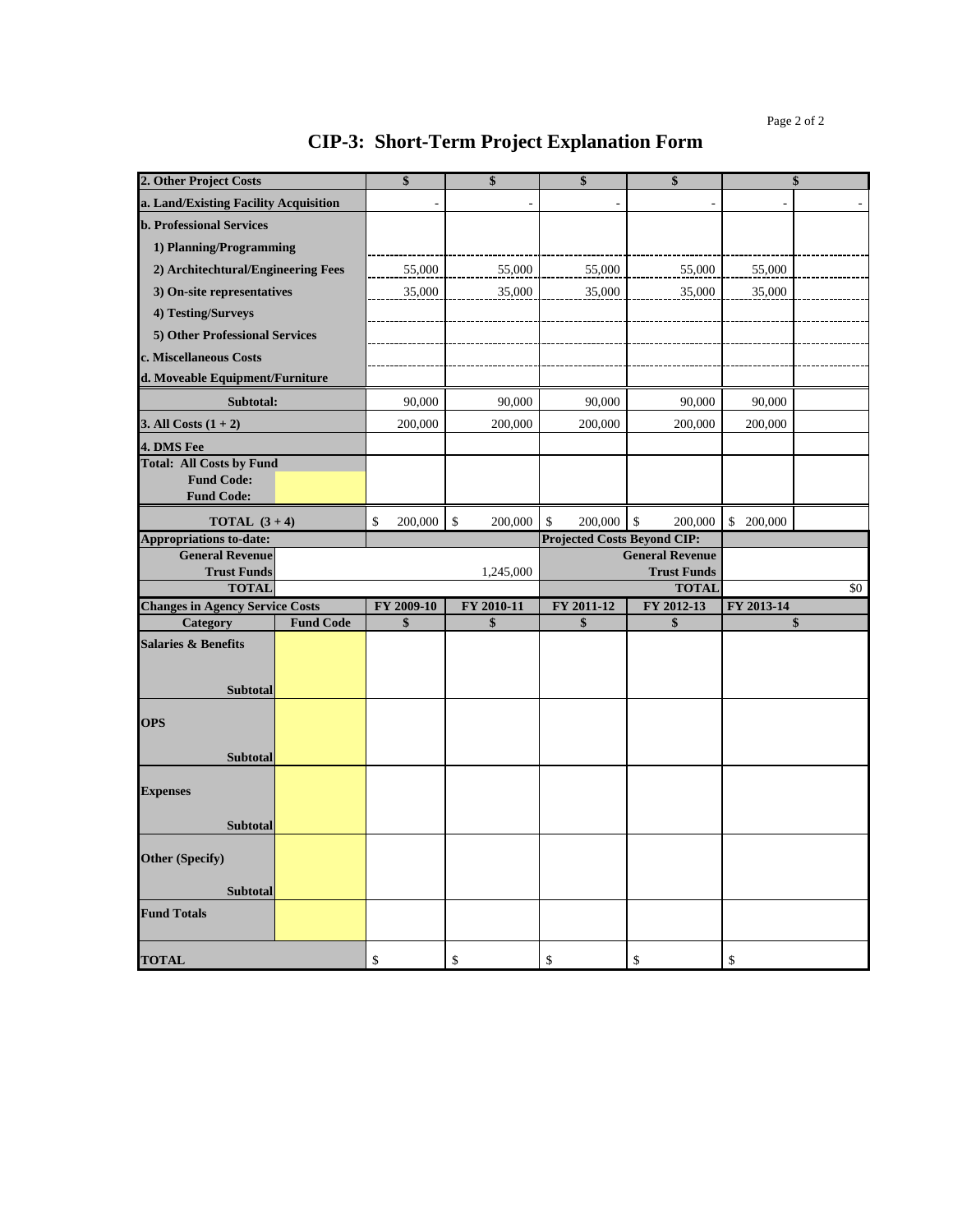# CIP-3: Short-Term Project Explanation Form

| 2. Other Project Costs | | $ | $ | $ | $ | $ | |
|---|---|---|---|---|---|---|---|
| a. Land/Existing Facility Acquisition | | - | - | - | - | - | - |
| b. Professional Services | | | | | | | |
| 1) Planning/Programming | | | | | | | |
| 2) Architechtural/Engineering Fees | | 55,000 | 55,000 | 55,000 | 55,000 | 55,000 | |
| 3) On-site representatives | | 35,000 | 35,000 | 35,000 | 35,000 | 35,000 | |
| 4) Testing/Surveys | | | | | | | |
| 5) Other Professional Services | | | | | | | |
| c. Miscellaneous Costs | | | | | | | |
| d. Moveable Equipment/Furniture | | | | | | | |
| Subtotal: | | 90,000 | 90,000 | 90,000 | 90,000 | 90,000 | |
| 3. All Costs (1 + 2) | | 200,000 | 200,000 | 200,000 | 200,000 | 200,000 | |
| 4. DMS Fee | | | | | | | |
| Total: All Costs by Fund | | | | | | | |
| Fund Code: | | | | | | | |
| Fund Code: | | | | | | | |
| TOTAL (3 + 4) | | $ 200,000 | $ 200,000 | $ 200,000 | $ 200,000 | $ 200,000 | |
| Appropriations to-date: | | | | Projected Costs Beyond CIP: | | | |
| General Revenue | | | | | General Revenue | | |
| Trust Funds | | | 1,245,000 | | Trust Funds | | |
| TOTAL | | | | | TOTAL | | $0 |
| Changes in Agency Service Costs | | FY 2009-10 | FY 2010-11 | FY 2011-12 | FY 2012-13 | FY 2013-14 | |
| Category | Fund Code | $ | $ | $ | $ | $ | |
| Salaries & Benefits | | | | | | | |
| Subtotal | | | | | | | |
| OPS | | | | | | | |
| Subtotal | | | | | | | |
| Expenses | | | | | | | |
| Subtotal | | | | | | | |
| Other (Specify) | | | | | | | |
| Subtotal | | | | | | | |
| Fund Totals | | | | | | | |
| TOTAL | | $ | $ | $ | $ | $ | |